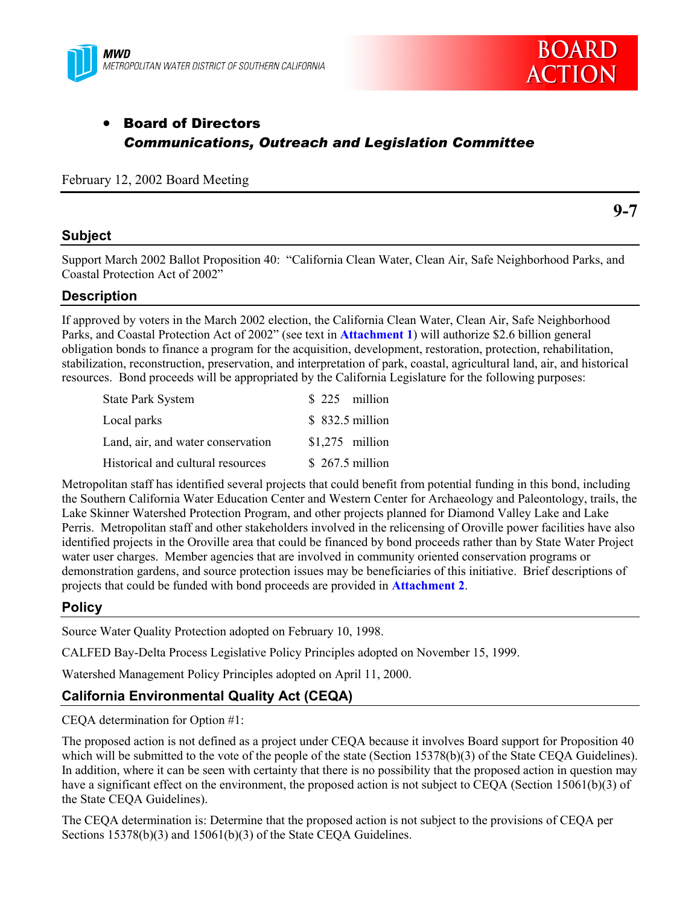MWD
METROPOLITAN WATER DISTRICT OF SOUTHERN CALIFORNIA

BOARD ACTION

- **Board of Directors**
  ***Communications, Outreach and Legislation Committee***

February 12, 2002 Board Meeting

**9-7**

## Subject

Support March 2002 Ballot Proposition 40: "California Clean Water, Clean Air, Safe Neighborhood Parks, and Coastal Protection Act of 2002"

## Description

If approved by voters in the March 2002 election, the California Clean Water, Clean Air, Safe Neighborhood Parks, and Coastal Protection Act of 2002" (see text in **Attachment 1**) will authorize $2.6 billion general obligation bonds to finance a program for the acquisition, development, restoration, protection, rehabilitation, stabilization, reconstruction, preservation, and interpretation of park, coastal, agricultural land, air, and historical resources. Bond proceeds will be appropriated by the California Legislature for the following purposes:

| | |
|---|---|
| State Park System | $ 225 million |
| Local parks | $ 832.5 million |
| Land, air, and water conservation | $1,275 million |
| Historical and cultural resources | $ 267.5 million |

Metropolitan staff has identified several projects that could benefit from potential funding in this bond, including the Southern California Water Education Center and Western Center for Archaeology and Paleontology, trails, the Lake Skinner Watershed Protection Program, and other projects planned for Diamond Valley Lake and Lake Perris. Metropolitan staff and other stakeholders involved in the relicensing of Oroville power facilities have also identified projects in the Oroville area that could be financed by bond proceeds rather than by State Water Project water user charges. Member agencies that are involved in community oriented conservation programs or demonstration gardens, and source protection issues may be beneficiaries of this initiative. Brief descriptions of projects that could be funded with bond proceeds are provided in **Attachment 2**.

## Policy

Source Water Quality Protection adopted on February 10, 1998.

CALFED Bay-Delta Process Legislative Policy Principles adopted on November 15, 1999.

Watershed Management Policy Principles adopted on April 11, 2000.

## California Environmental Quality Act (CEQA)

CEQA determination for Option #1:

The proposed action is not defined as a project under CEQA because it involves Board support for Proposition 40 which will be submitted to the vote of the people of the state (Section 15378(b)(3) of the State CEQA Guidelines). In addition, where it can be seen with certainty that there is no possibility that the proposed action in question may have a significant effect on the environment, the proposed action is not subject to CEQA (Section 15061(b)(3) of the State CEQA Guidelines).

The CEQA determination is: Determine that the proposed action is not subject to the provisions of CEQA per Sections 15378(b)(3) and 15061(b)(3) of the State CEQA Guidelines.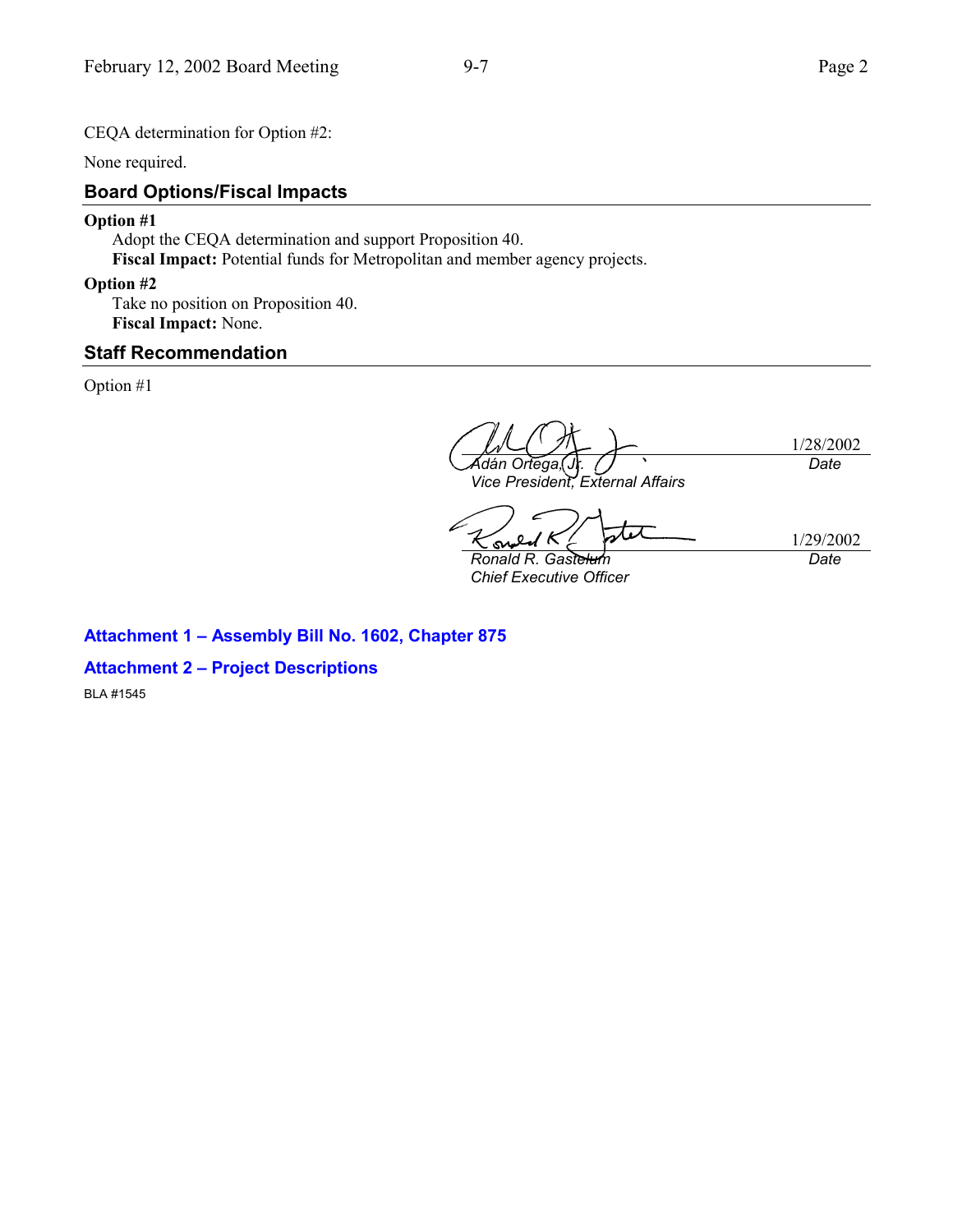CEQA determination for Option #2:

None required.

## Board Options/Fiscal Impacts

**Option #1**

Adopt the CEQA determination and support Proposition 40.
**Fiscal Impact:** Potential funds for Metropolitan and member agency projects.

**Option #2**

Take no position on Proposition 40.
**Fiscal Impact:** None.

## Staff Recommendation

Option #1

| | |
|---|---|
| *Adán Ortega, Jr.* | 1/28/2002 |
| *Vice President, External Affairs* | *Date* |

| | |
|---|---|
| *Ronald R. Gastelum* | 1/29/2002 |
| *Chief Executive Officer* | *Date* |

**Attachment 1 – Assembly Bill No. 1602, Chapter 875**

**Attachment 2 – Project Descriptions**

BLA #1545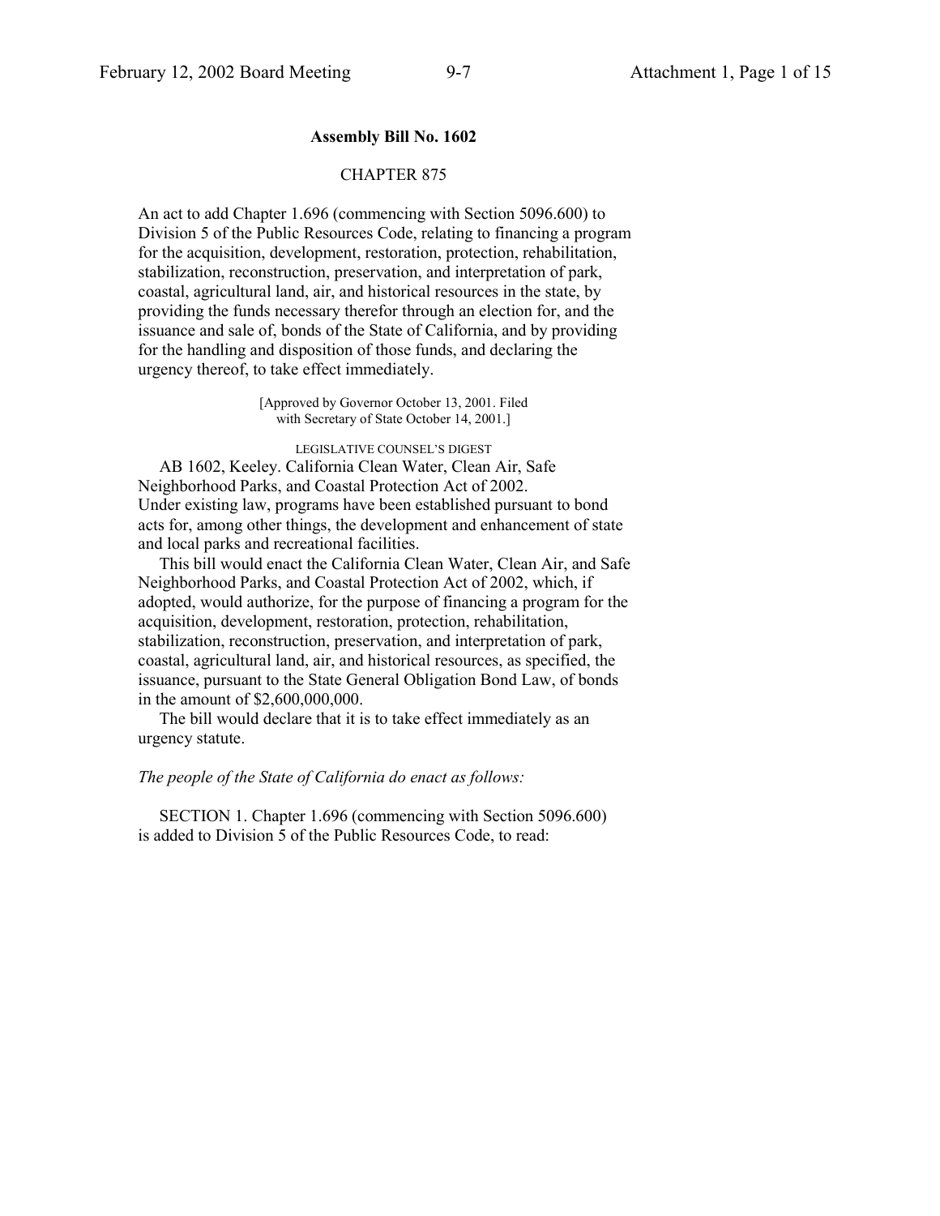**Assembly Bill No. 1602**

CHAPTER 875

An act to add Chapter 1.696 (commencing with Section 5096.600) to Division 5 of the Public Resources Code, relating to financing a program for the acquisition, development, restoration, protection, rehabilitation, stabilization, reconstruction, preservation, and interpretation of park, coastal, agricultural land, air, and historical resources in the state, by providing the funds necessary therefor through an election for, and the issuance and sale of, bonds of the State of California, and by providing for the handling and disposition of those funds, and declaring the urgency thereof, to take effect immediately.

[Approved by Governor October 13, 2001. Filed with Secretary of State October 14, 2001.]

LEGISLATIVE COUNSEL'S DIGEST

AB 1602, Keeley. California Clean Water, Clean Air, Safe Neighborhood Parks, and Coastal Protection Act of 2002.
Under existing law, programs have been established pursuant to bond acts for, among other things, the development and enhancement of state and local parks and recreational facilities.

This bill would enact the California Clean Water, Clean Air, and Safe Neighborhood Parks, and Coastal Protection Act of 2002, which, if adopted, would authorize, for the purpose of financing a program for the acquisition, development, restoration, protection, rehabilitation, stabilization, reconstruction, preservation, and interpretation of park, coastal, agricultural land, air, and historical resources, as specified, the issuance, pursuant to the State General Obligation Bond Law, of bonds in the amount of $2,600,000,000.

The bill would declare that it is to take effect immediately as an urgency statute.

*The people of the State of California do enact as follows:*

SECTION 1. Chapter 1.696 (commencing with Section 5096.600) is added to Division 5 of the Public Resources Code, to read: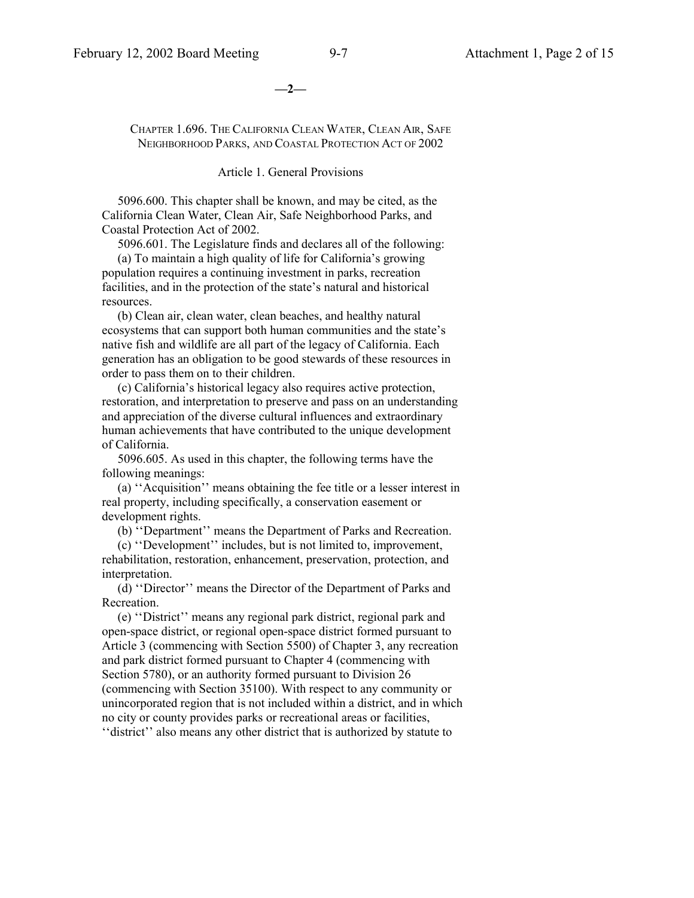—2—

## CHAPTER 1.696. THE CALIFORNIA CLEAN WATER, CLEAN AIR, SAFE NEIGHBORHOOD PARKS, AND COASTAL PROTECTION ACT OF 2002

### Article 1. General Provisions

5096.600. This chapter shall be known, and may be cited, as the California Clean Water, Clean Air, Safe Neighborhood Parks, and Coastal Protection Act of 2002.

5096.601. The Legislature finds and declares all of the following:

(a) To maintain a high quality of life for California's growing population requires a continuing investment in parks, recreation facilities, and in the protection of the state's natural and historical resources.

(b) Clean air, clean water, clean beaches, and healthy natural ecosystems that can support both human communities and the state's native fish and wildlife are all part of the legacy of California. Each generation has an obligation to be good stewards of these resources in order to pass them on to their children.

(c) California's historical legacy also requires active protection, restoration, and interpretation to preserve and pass on an understanding and appreciation of the diverse cultural influences and extraordinary human achievements that have contributed to the unique development of California.

5096.605. As used in this chapter, the following terms have the following meanings:

(a) ''Acquisition'' means obtaining the fee title or a lesser interest in real property, including specifically, a conservation easement or development rights.

(b) ''Department'' means the Department of Parks and Recreation.

(c) ''Development'' includes, but is not limited to, improvement, rehabilitation, restoration, enhancement, preservation, protection, and interpretation.

(d) ''Director'' means the Director of the Department of Parks and Recreation.

(e) ''District'' means any regional park district, regional park and open-space district, or regional open-space district formed pursuant to Article 3 (commencing with Section 5500) of Chapter 3, any recreation and park district formed pursuant to Chapter 4 (commencing with Section 5780), or an authority formed pursuant to Division 26 (commencing with Section 35100). With respect to any community or unincorporated region that is not included within a district, and in which no city or county provides parks or recreational areas or facilities, ''district'' also means any other district that is authorized by statute to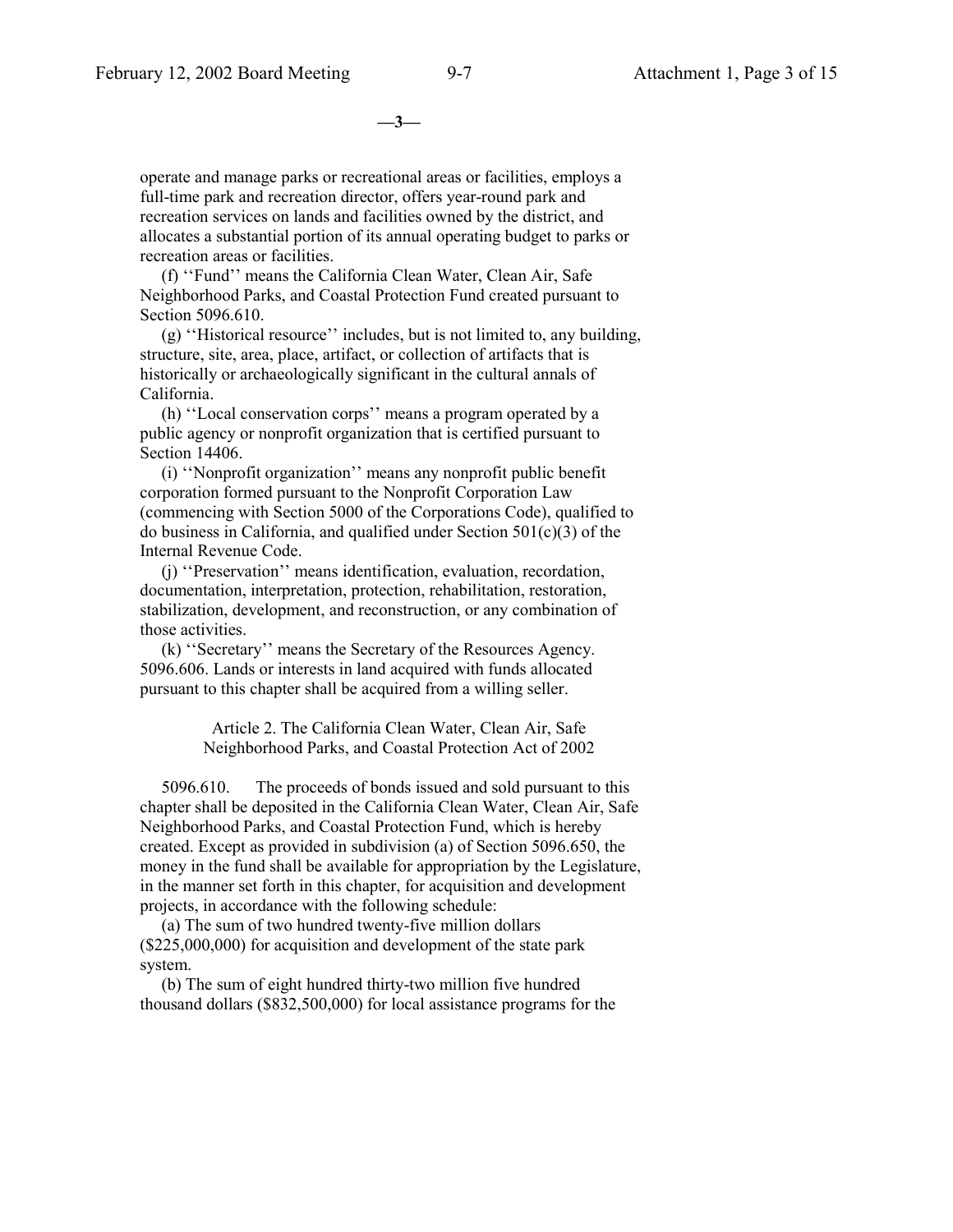operate and manage parks or recreational areas or facilities, employs a full-time park and recreation director, offers year-round park and recreation services on lands and facilities owned by the district, and allocates a substantial portion of its annual operating budget to parks or recreation areas or facilities.

(f) ''Fund'' means the California Clean Water, Clean Air, Safe Neighborhood Parks, and Coastal Protection Fund created pursuant to Section 5096.610.

(g) ''Historical resource'' includes, but is not limited to, any building, structure, site, area, place, artifact, or collection of artifacts that is historically or archaeologically significant in the cultural annals of California.

(h) ''Local conservation corps'' means a program operated by a public agency or nonprofit organization that is certified pursuant to Section 14406.

(i) ''Nonprofit organization'' means any nonprofit public benefit corporation formed pursuant to the Nonprofit Corporation Law (commencing with Section 5000 of the Corporations Code), qualified to do business in California, and qualified under Section 501(c)(3) of the Internal Revenue Code.

(j) ''Preservation'' means identification, evaluation, recordation, documentation, interpretation, protection, rehabilitation, restoration, stabilization, development, and reconstruction, or any combination of those activities.

(k) ''Secretary'' means the Secretary of the Resources Agency.

5096.606. Lands or interests in land acquired with funds allocated pursuant to this chapter shall be acquired from a willing seller.

Article 2. The California Clean Water, Clean Air, Safe Neighborhood Parks, and Coastal Protection Act of 2002

5096.610. The proceeds of bonds issued and sold pursuant to this chapter shall be deposited in the California Clean Water, Clean Air, Safe Neighborhood Parks, and Coastal Protection Fund, which is hereby created. Except as provided in subdivision (a) of Section 5096.650, the money in the fund shall be available for appropriation by the Legislature, in the manner set forth in this chapter, for acquisition and development projects, in accordance with the following schedule:

(a) The sum of two hundred twenty-five million dollars ($225,000,000) for acquisition and development of the state park system.

(b) The sum of eight hundred thirty-two million five hundred thousand dollars ($832,500,000) for local assistance programs for the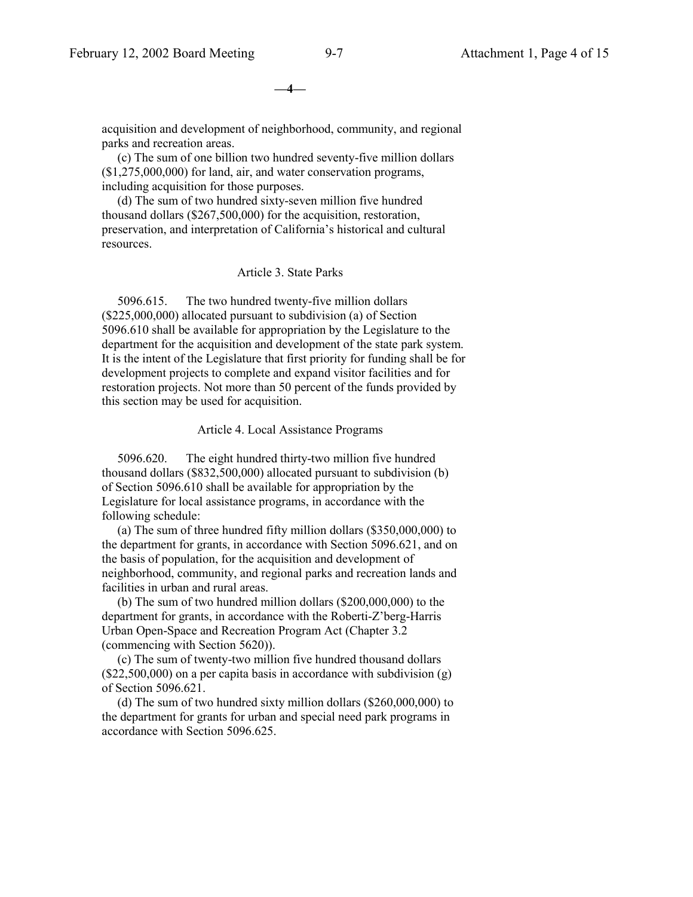acquisition and development of neighborhood, community, and regional parks and recreation areas.

(c) The sum of one billion two hundred seventy-five million dollars ($1,275,000,000) for land, air, and water conservation programs, including acquisition for those purposes.

(d) The sum of two hundred sixty-seven million five hundred thousand dollars ($267,500,000) for the acquisition, restoration, preservation, and interpretation of California's historical and cultural resources.

Article 3. State Parks

5096.615. The two hundred twenty-five million dollars ($225,000,000) allocated pursuant to subdivision (a) of Section 5096.610 shall be available for appropriation by the Legislature to the department for the acquisition and development of the state park system. It is the intent of the Legislature that first priority for funding shall be for development projects to complete and expand visitor facilities and for restoration projects. Not more than 50 percent of the funds provided by this section may be used for acquisition.

Article 4. Local Assistance Programs

5096.620. The eight hundred thirty-two million five hundred thousand dollars ($832,500,000) allocated pursuant to subdivision (b) of Section 5096.610 shall be available for appropriation by the Legislature for local assistance programs, in accordance with the following schedule:

(a) The sum of three hundred fifty million dollars ($350,000,000) to the department for grants, in accordance with Section 5096.621, and on the basis of population, for the acquisition and development of neighborhood, community, and regional parks and recreation lands and facilities in urban and rural areas.

(b) The sum of two hundred million dollars ($200,000,000) to the department for grants, in accordance with the Roberti-Z'berg-Harris Urban Open-Space and Recreation Program Act (Chapter 3.2 (commencing with Section 5620)).

(c) The sum of twenty-two million five hundred thousand dollars ($22,500,000) on a per capita basis in accordance with subdivision (g) of Section 5096.621.

(d) The sum of two hundred sixty million dollars ($260,000,000) to the department for grants for urban and special need park programs in accordance with Section 5096.625.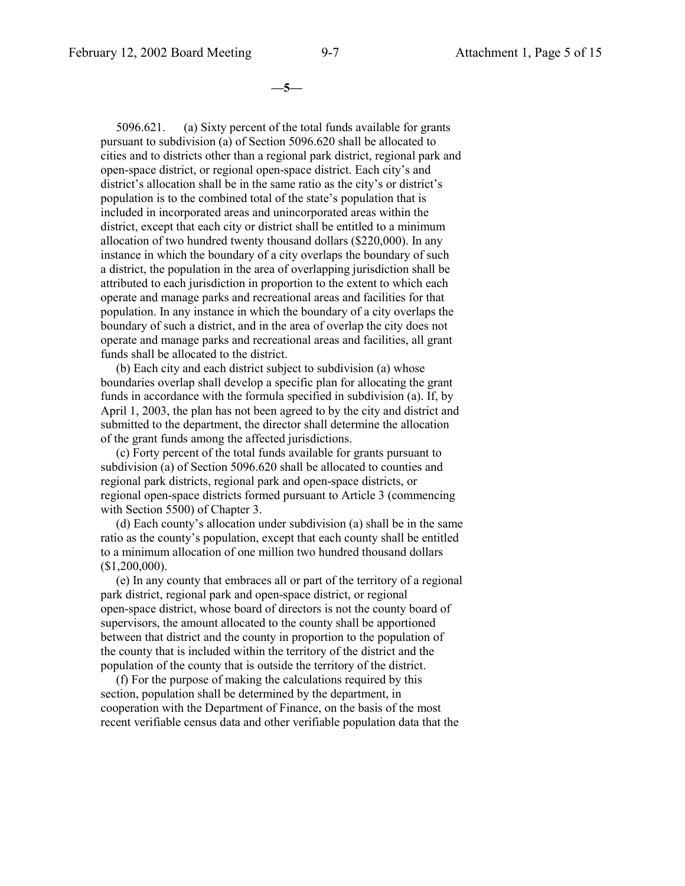5096.621. (a) Sixty percent of the total funds available for grants pursuant to subdivision (a) of Section 5096.620 shall be allocated to cities and to districts other than a regional park district, regional park and open-space district, or regional open-space district. Each city's and district's allocation shall be in the same ratio as the city's or district's population is to the combined total of the state's population that is included in incorporated areas and unincorporated areas within the district, except that each city or district shall be entitled to a minimum allocation of two hundred twenty thousand dollars ($220,000). In any instance in which the boundary of a city overlaps the boundary of such a district, the population in the area of overlapping jurisdiction shall be attributed to each jurisdiction in proportion to the extent to which each operate and manage parks and recreational areas and facilities for that population. In any instance in which the boundary of a city overlaps the boundary of such a district, and in the area of overlap the city does not operate and manage parks and recreational areas and facilities, all grant funds shall be allocated to the district.

(b) Each city and each district subject to subdivision (a) whose boundaries overlap shall develop a specific plan for allocating the grant funds in accordance with the formula specified in subdivision (a). If, by April 1, 2003, the plan has not been agreed to by the city and district and submitted to the department, the director shall determine the allocation of the grant funds among the affected jurisdictions.

(c) Forty percent of the total funds available for grants pursuant to subdivision (a) of Section 5096.620 shall be allocated to counties and regional park districts, regional park and open-space districts, or regional open-space districts formed pursuant to Article 3 (commencing with Section 5500) of Chapter 3.

(d) Each county's allocation under subdivision (a) shall be in the same ratio as the county's population, except that each county shall be entitled to a minimum allocation of one million two hundred thousand dollars ($1,200,000).

(e) In any county that embraces all or part of the territory of a regional park district, regional park and open-space district, or regional open-space district, whose board of directors is not the county board of supervisors, the amount allocated to the county shall be apportioned between that district and the county in proportion to the population of the county that is included within the territory of the district and the population of the county that is outside the territory of the district.

(f) For the purpose of making the calculations required by this section, population shall be determined by the department, in cooperation with the Department of Finance, on the basis of the most recent verifiable census data and other verifiable population data that the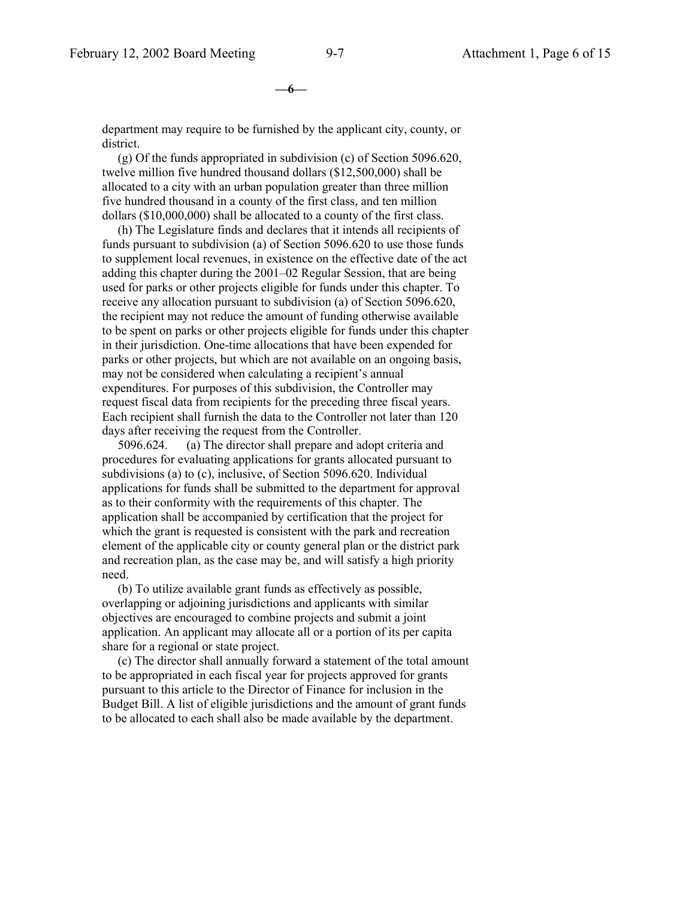department may require to be furnished by the applicant city, county, or district.

(g) Of the funds appropriated in subdivision (c) of Section 5096.620, twelve million five hundred thousand dollars ($12,500,000) shall be allocated to a city with an urban population greater than three million five hundred thousand in a county of the first class, and ten million dollars ($10,000,000) shall be allocated to a county of the first class.

(h) The Legislature finds and declares that it intends all recipients of funds pursuant to subdivision (a) of Section 5096.620 to use those funds to supplement local revenues, in existence on the effective date of the act adding this chapter during the 2001–02 Regular Session, that are being used for parks or other projects eligible for funds under this chapter. To receive any allocation pursuant to subdivision (a) of Section 5096.620, the recipient may not reduce the amount of funding otherwise available to be spent on parks or other projects eligible for funds under this chapter in their jurisdiction. One-time allocations that have been expended for parks or other projects, but which are not available on an ongoing basis, may not be considered when calculating a recipient's annual expenditures. For purposes of this subdivision, the Controller may request fiscal data from recipients for the preceding three fiscal years. Each recipient shall furnish the data to the Controller not later than 120 days after receiving the request from the Controller.

5096.624. (a) The director shall prepare and adopt criteria and procedures for evaluating applications for grants allocated pursuant to subdivisions (a) to (c), inclusive, of Section 5096.620. Individual applications for funds shall be submitted to the department for approval as to their conformity with the requirements of this chapter. The application shall be accompanied by certification that the project for which the grant is requested is consistent with the park and recreation element of the applicable city or county general plan or the district park and recreation plan, as the case may be, and will satisfy a high priority need.

(b) To utilize available grant funds as effectively as possible, overlapping or adjoining jurisdictions and applicants with similar objectives are encouraged to combine projects and submit a joint application. An applicant may allocate all or a portion of its per capita share for a regional or state project.

(c) The director shall annually forward a statement of the total amount to be appropriated in each fiscal year for projects approved for grants pursuant to this article to the Director of Finance for inclusion in the Budget Bill. A list of eligible jurisdictions and the amount of grant funds to be allocated to each shall also be made available by the department.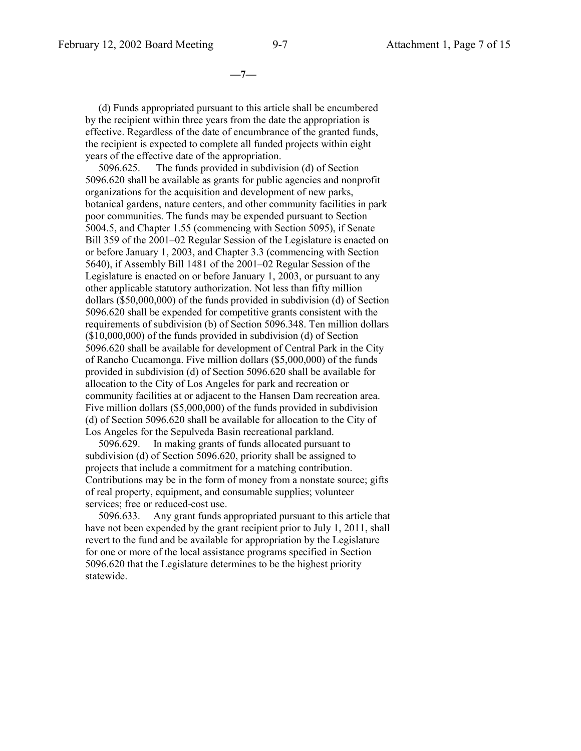(d) Funds appropriated pursuant to this article shall be encumbered by the recipient within three years from the date the appropriation is effective. Regardless of the date of encumbrance of the granted funds, the recipient is expected to complete all funded projects within eight years of the effective date of the appropriation.

5096.625. The funds provided in subdivision (d) of Section 5096.620 shall be available as grants for public agencies and nonprofit organizations for the acquisition and development of new parks, botanical gardens, nature centers, and other community facilities in park poor communities. The funds may be expended pursuant to Section 5004.5, and Chapter 1.55 (commencing with Section 5095), if Senate Bill 359 of the 2001–02 Regular Session of the Legislature is enacted on or before January 1, 2003, and Chapter 3.3 (commencing with Section 5640), if Assembly Bill 1481 of the 2001–02 Regular Session of the Legislature is enacted on or before January 1, 2003, or pursuant to any other applicable statutory authorization. Not less than fifty million dollars ($50,000,000) of the funds provided in subdivision (d) of Section 5096.620 shall be expended for competitive grants consistent with the requirements of subdivision (b) of Section 5096.348. Ten million dollars ($10,000,000) of the funds provided in subdivision (d) of Section 5096.620 shall be available for development of Central Park in the City of Rancho Cucamonga. Five million dollars ($5,000,000) of the funds provided in subdivision (d) of Section 5096.620 shall be available for allocation to the City of Los Angeles for park and recreation or community facilities at or adjacent to the Hansen Dam recreation area. Five million dollars ($5,000,000) of the funds provided in subdivision (d) of Section 5096.620 shall be available for allocation to the City of Los Angeles for the Sepulveda Basin recreational parkland.

5096.629. In making grants of funds allocated pursuant to subdivision (d) of Section 5096.620, priority shall be assigned to projects that include a commitment for a matching contribution. Contributions may be in the form of money from a nonstate source; gifts of real property, equipment, and consumable supplies; volunteer services; free or reduced-cost use.

5096.633. Any grant funds appropriated pursuant to this article that have not been expended by the grant recipient prior to July 1, 2011, shall revert to the fund and be available for appropriation by the Legislature for one or more of the local assistance programs specified in Section 5096.620 that the Legislature determines to be the highest priority statewide.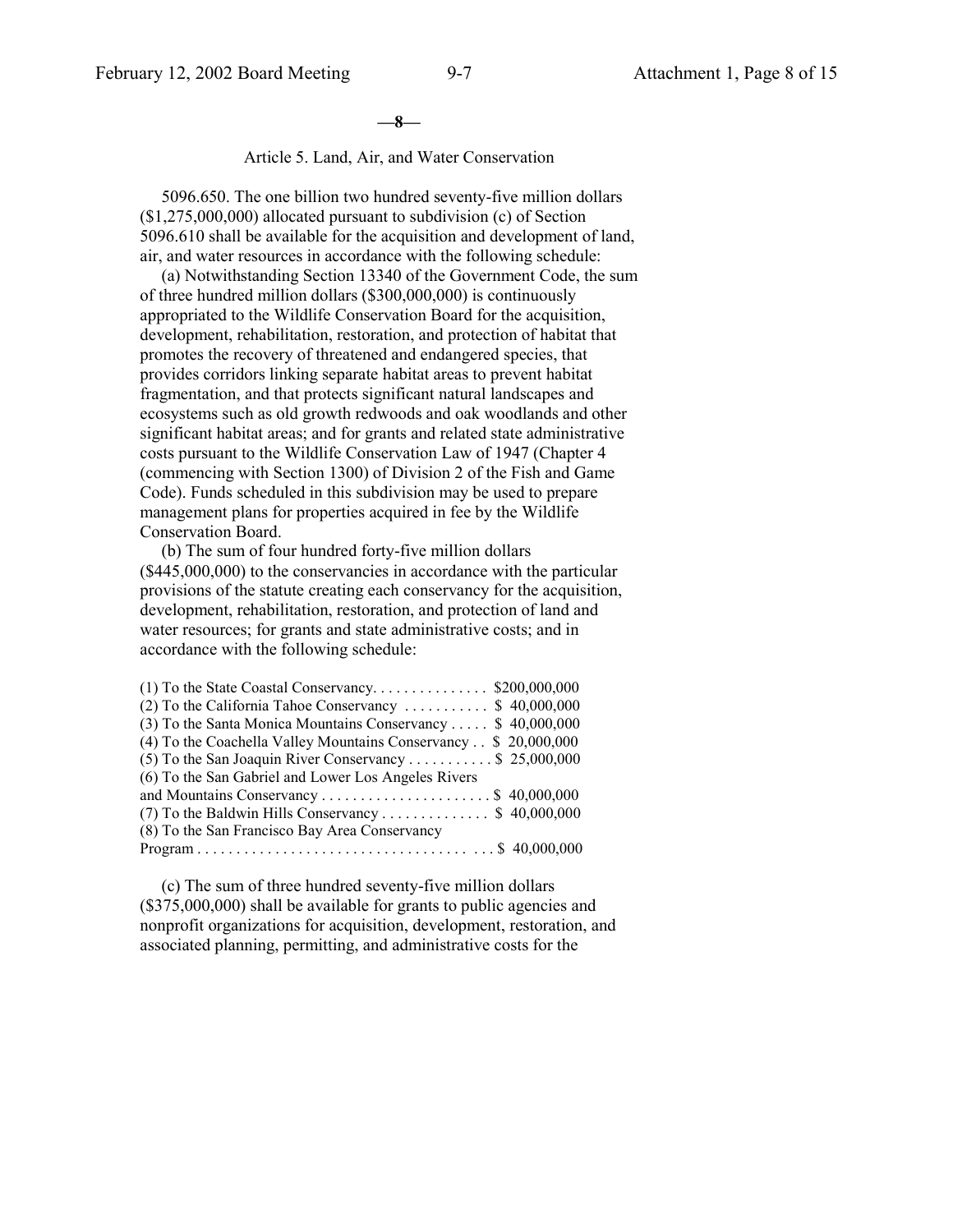Article 5. Land, Air, and Water Conservation

5096.650. The one billion two hundred seventy-five million dollars ($1,275,000,000) allocated pursuant to subdivision (c) of Section 5096.610 shall be available for the acquisition and development of land, air, and water resources in accordance with the following schedule:

(a) Notwithstanding Section 13340 of the Government Code, the sum of three hundred million dollars ($300,000,000) is continuously appropriated to the Wildlife Conservation Board for the acquisition, development, rehabilitation, restoration, and protection of habitat that promotes the recovery of threatened and endangered species, that provides corridors linking separate habitat areas to prevent habitat fragmentation, and that protects significant natural landscapes and ecosystems such as old growth redwoods and oak woodlands and other significant habitat areas; and for grants and related state administrative costs pursuant to the Wildlife Conservation Law of 1947 (Chapter 4 (commencing with Section 1300) of Division 2 of the Fish and Game Code). Funds scheduled in this subdivision may be used to prepare management plans for properties acquired in fee by the Wildlife Conservation Board.

(b) The sum of four hundred forty-five million dollars ($445,000,000) to the conservancies in accordance with the particular provisions of the statute creating each conservancy for the acquisition, development, rehabilitation, restoration, and protection of land and water resources; for grants and state administrative costs; and in accordance with the following schedule:

(1) To the State Coastal Conservancy. . . . . . . . . . . . . . . $200,000,000
(2) To the California Tahoe Conservancy . . . . . . . . . . . $ 40,000,000
(3) To the Santa Monica Mountains Conservancy . . . . . $ 40,000,000
(4) To the Coachella Valley Mountains Conservancy . . $ 20,000,000
(5) To the San Joaquin River Conservancy . . . . . . . . . . . $ 25,000,000
(6) To the San Gabriel and Lower Los Angeles Rivers and Mountains Conservancy . . . . . . . . . . . . . . . . . . . . . . $ 40,000,000
(7) To the Baldwin Hills Conservancy . . . . . . . . . . . . . . $ 40,000,000
(8) To the San Francisco Bay Area Conservancy Program . . . . . . . . . . . . . . . . . . . . . . . . . . . . . . . . . . . . . $ 40,000,000

(c) The sum of three hundred seventy-five million dollars ($375,000,000) shall be available for grants to public agencies and nonprofit organizations for acquisition, development, restoration, and associated planning, permitting, and administrative costs for the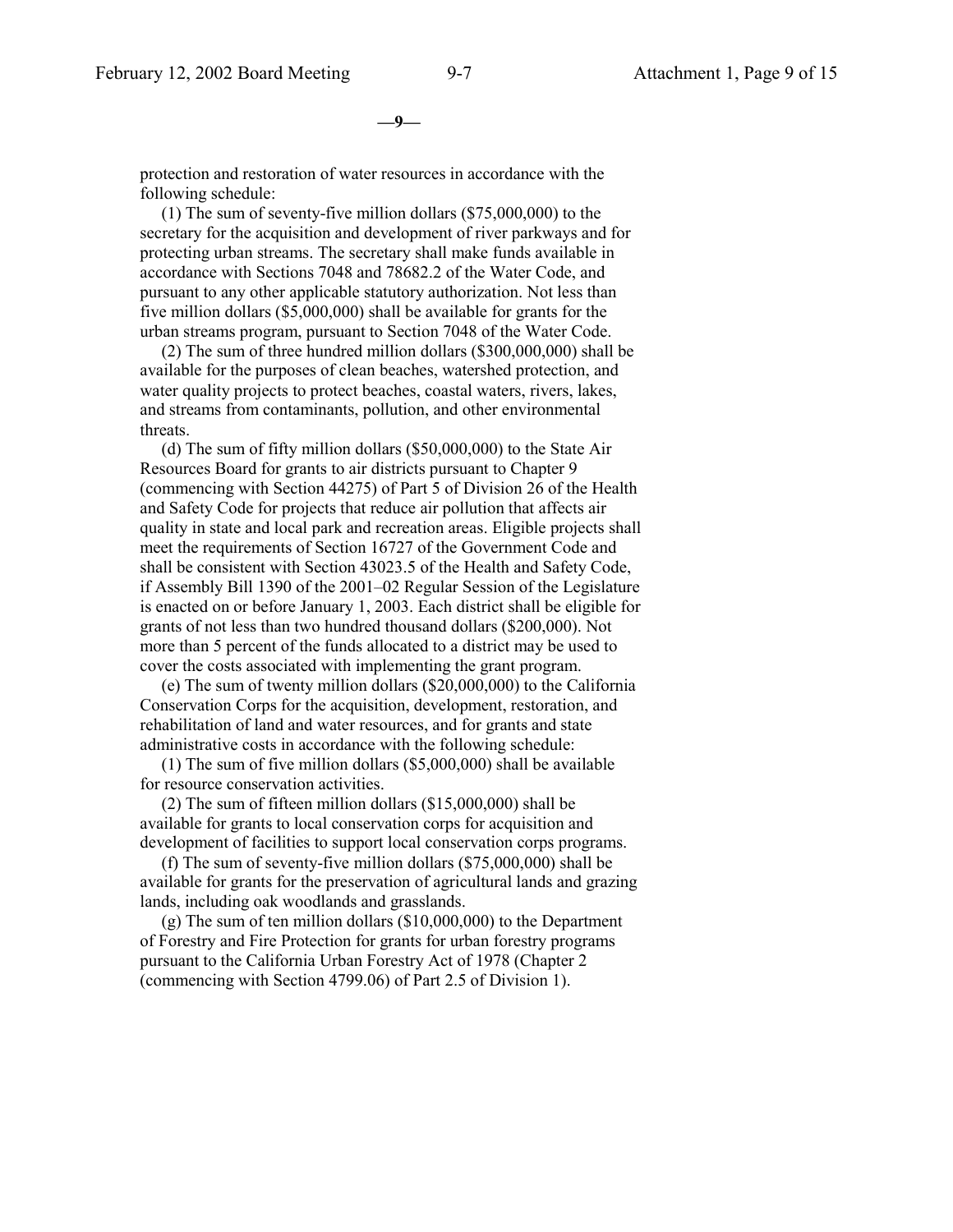protection and restoration of water resources in accordance with the following schedule:

(1) The sum of seventy-five million dollars ($75,000,000) to the secretary for the acquisition and development of river parkways and for protecting urban streams. The secretary shall make funds available in accordance with Sections 7048 and 78682.2 of the Water Code, and pursuant to any other applicable statutory authorization. Not less than five million dollars ($5,000,000) shall be available for grants for the urban streams program, pursuant to Section 7048 of the Water Code.

(2) The sum of three hundred million dollars ($300,000,000) shall be available for the purposes of clean beaches, watershed protection, and water quality projects to protect beaches, coastal waters, rivers, lakes, and streams from contaminants, pollution, and other environmental threats.

(d) The sum of fifty million dollars ($50,000,000) to the State Air Resources Board for grants to air districts pursuant to Chapter 9 (commencing with Section 44275) of Part 5 of Division 26 of the Health and Safety Code for projects that reduce air pollution that affects air quality in state and local park and recreation areas. Eligible projects shall meet the requirements of Section 16727 of the Government Code and shall be consistent with Section 43023.5 of the Health and Safety Code, if Assembly Bill 1390 of the 2001–02 Regular Session of the Legislature is enacted on or before January 1, 2003. Each district shall be eligible for grants of not less than two hundred thousand dollars ($200,000). Not more than 5 percent of the funds allocated to a district may be used to cover the costs associated with implementing the grant program.

(e) The sum of twenty million dollars ($20,000,000) to the California Conservation Corps for the acquisition, development, restoration, and rehabilitation of land and water resources, and for grants and state administrative costs in accordance with the following schedule:

(1) The sum of five million dollars ($5,000,000) shall be available for resource conservation activities.

(2) The sum of fifteen million dollars ($15,000,000) shall be available for grants to local conservation corps for acquisition and development of facilities to support local conservation corps programs.

(f) The sum of seventy-five million dollars ($75,000,000) shall be available for grants for the preservation of agricultural lands and grazing lands, including oak woodlands and grasslands.

(g) The sum of ten million dollars ($10,000,000) to the Department of Forestry and Fire Protection for grants for urban forestry programs pursuant to the California Urban Forestry Act of 1978 (Chapter 2 (commencing with Section 4799.06) of Part 2.5 of Division 1).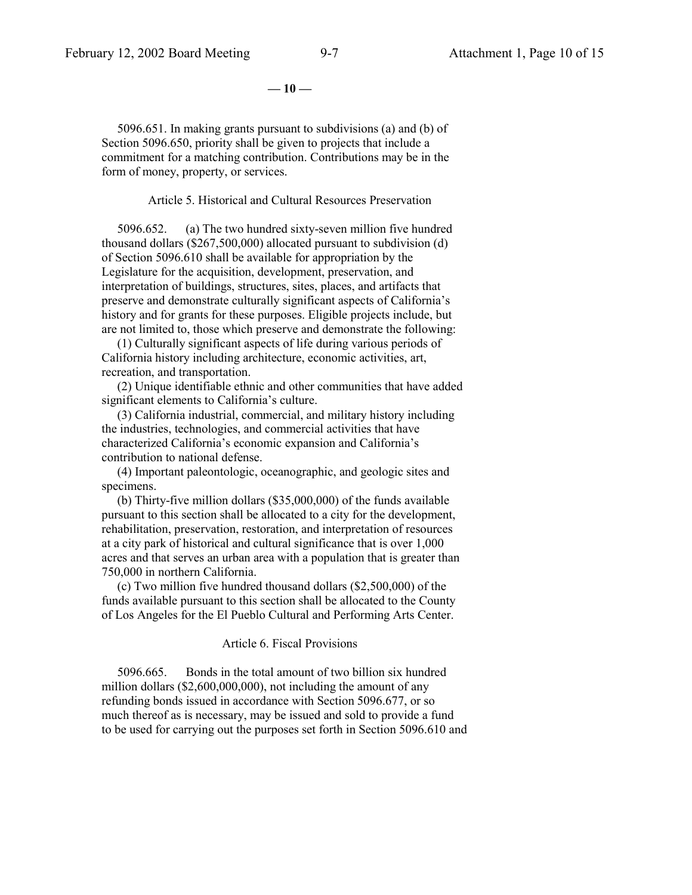5096.651. In making grants pursuant to subdivisions (a) and (b) of Section 5096.650, priority shall be given to projects that include a commitment for a matching contribution. Contributions may be in the form of money, property, or services.

### Article 5. Historical and Cultural Resources Preservation

5096.652. (a) The two hundred sixty-seven million five hundred thousand dollars ($267,500,000) allocated pursuant to subdivision (d) of Section 5096.610 shall be available for appropriation by the Legislature for the acquisition, development, preservation, and interpretation of buildings, structures, sites, places, and artifacts that preserve and demonstrate culturally significant aspects of California's history and for grants for these purposes. Eligible projects include, but are not limited to, those which preserve and demonstrate the following:

(1) Culturally significant aspects of life during various periods of California history including architecture, economic activities, art, recreation, and transportation.

(2) Unique identifiable ethnic and other communities that have added significant elements to California's culture.

(3) California industrial, commercial, and military history including the industries, technologies, and commercial activities that have characterized California's economic expansion and California's contribution to national defense.

(4) Important paleontologic, oceanographic, and geologic sites and specimens.

(b) Thirty-five million dollars ($35,000,000) of the funds available pursuant to this section shall be allocated to a city for the development, rehabilitation, preservation, restoration, and interpretation of resources at a city park of historical and cultural significance that is over 1,000 acres and that serves an urban area with a population that is greater than 750,000 in northern California.

(c) Two million five hundred thousand dollars ($2,500,000) of the funds available pursuant to this section shall be allocated to the County of Los Angeles for the El Pueblo Cultural and Performing Arts Center.

### Article 6. Fiscal Provisions

5096.665. Bonds in the total amount of two billion six hundred million dollars ($2,600,000,000), not including the amount of any refunding bonds issued in accordance with Section 5096.677, or so much thereof as is necessary, may be issued and sold to provide a fund to be used for carrying out the purposes set forth in Section 5096.610 and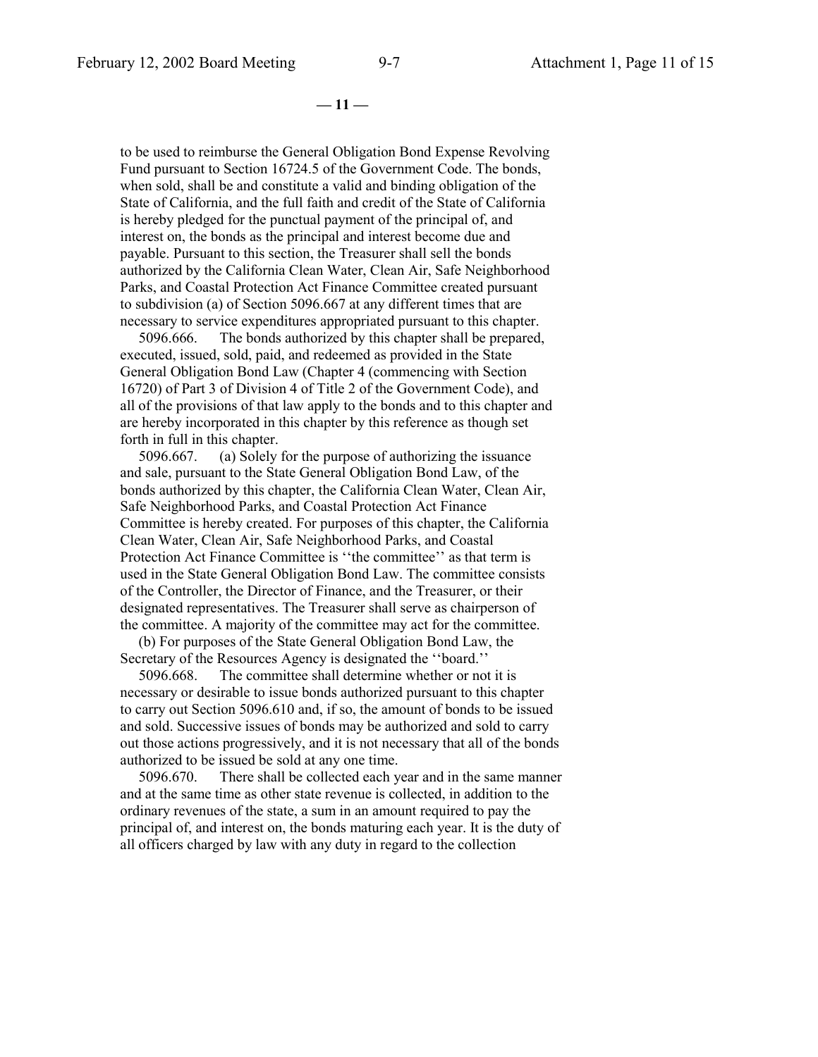to be used to reimburse the General Obligation Bond Expense Revolving Fund pursuant to Section 16724.5 of the Government Code. The bonds, when sold, shall be and constitute a valid and binding obligation of the State of California, and the full faith and credit of the State of California is hereby pledged for the punctual payment of the principal of, and interest on, the bonds as the principal and interest become due and payable. Pursuant to this section, the Treasurer shall sell the bonds authorized by the California Clean Water, Clean Air, Safe Neighborhood Parks, and Coastal Protection Act Finance Committee created pursuant to subdivision (a) of Section 5096.667 at any different times that are necessary to service expenditures appropriated pursuant to this chapter.

5096.666. The bonds authorized by this chapter shall be prepared, executed, issued, sold, paid, and redeemed as provided in the State General Obligation Bond Law (Chapter 4 (commencing with Section 16720) of Part 3 of Division 4 of Title 2 of the Government Code), and all of the provisions of that law apply to the bonds and to this chapter and are hereby incorporated in this chapter by this reference as though set forth in full in this chapter.

5096.667. (a) Solely for the purpose of authorizing the issuance and sale, pursuant to the State General Obligation Bond Law, of the bonds authorized by this chapter, the California Clean Water, Clean Air, Safe Neighborhood Parks, and Coastal Protection Act Finance Committee is hereby created. For purposes of this chapter, the California Clean Water, Clean Air, Safe Neighborhood Parks, and Coastal Protection Act Finance Committee is ''the committee'' as that term is used in the State General Obligation Bond Law. The committee consists of the Controller, the Director of Finance, and the Treasurer, or their designated representatives. The Treasurer shall serve as chairperson of the committee. A majority of the committee may act for the committee.

(b) For purposes of the State General Obligation Bond Law, the Secretary of the Resources Agency is designated the ''board.''

5096.668. The committee shall determine whether or not it is necessary or desirable to issue bonds authorized pursuant to this chapter to carry out Section 5096.610 and, if so, the amount of bonds to be issued and sold. Successive issues of bonds may be authorized and sold to carry out those actions progressively, and it is not necessary that all of the bonds authorized to be issued be sold at any one time.

5096.670. There shall be collected each year and in the same manner and at the same time as other state revenue is collected, in addition to the ordinary revenues of the state, a sum in an amount required to pay the principal of, and interest on, the bonds maturing each year. It is the duty of all officers charged by law with any duty in regard to the collection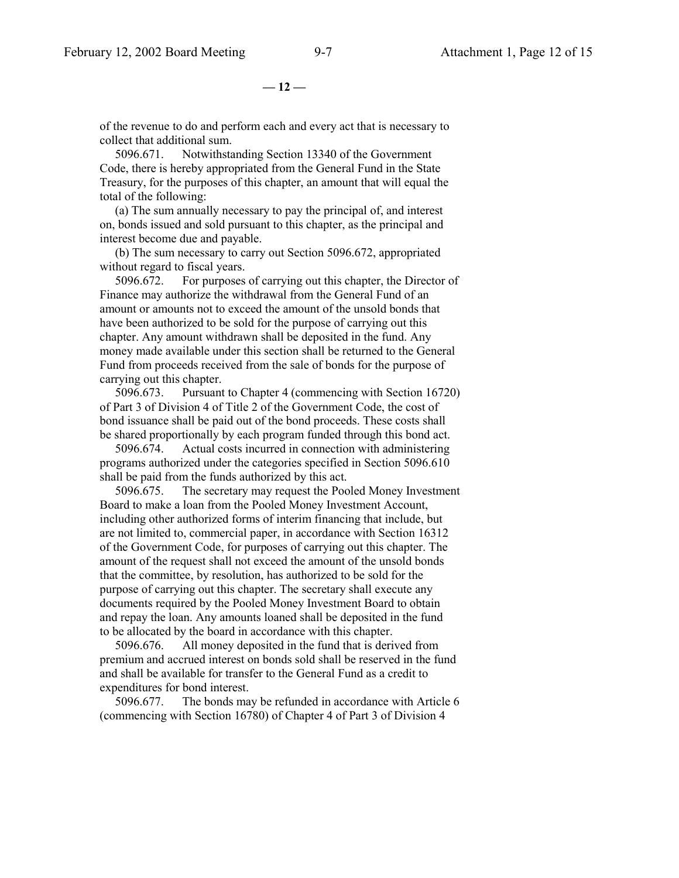of the revenue to do and perform each and every act that is necessary to collect that additional sum.

5096.671. Notwithstanding Section 13340 of the Government Code, there is hereby appropriated from the General Fund in the State Treasury, for the purposes of this chapter, an amount that will equal the total of the following:

(a) The sum annually necessary to pay the principal of, and interest on, bonds issued and sold pursuant to this chapter, as the principal and interest become due and payable.

(b) The sum necessary to carry out Section 5096.672, appropriated without regard to fiscal years.

5096.672. For purposes of carrying out this chapter, the Director of Finance may authorize the withdrawal from the General Fund of an amount or amounts not to exceed the amount of the unsold bonds that have been authorized to be sold for the purpose of carrying out this chapter. Any amount withdrawn shall be deposited in the fund. Any money made available under this section shall be returned to the General Fund from proceeds received from the sale of bonds for the purpose of carrying out this chapter.

5096.673. Pursuant to Chapter 4 (commencing with Section 16720) of Part 3 of Division 4 of Title 2 of the Government Code, the cost of bond issuance shall be paid out of the bond proceeds. These costs shall be shared proportionally by each program funded through this bond act.

5096.674. Actual costs incurred in connection with administering programs authorized under the categories specified in Section 5096.610 shall be paid from the funds authorized by this act.

5096.675. The secretary may request the Pooled Money Investment Board to make a loan from the Pooled Money Investment Account, including other authorized forms of interim financing that include, but are not limited to, commercial paper, in accordance with Section 16312 of the Government Code, for purposes of carrying out this chapter. The amount of the request shall not exceed the amount of the unsold bonds that the committee, by resolution, has authorized to be sold for the purpose of carrying out this chapter. The secretary shall execute any documents required by the Pooled Money Investment Board to obtain and repay the loan. Any amounts loaned shall be deposited in the fund to be allocated by the board in accordance with this chapter.

5096.676. All money deposited in the fund that is derived from premium and accrued interest on bonds sold shall be reserved in the fund and shall be available for transfer to the General Fund as a credit to expenditures for bond interest.

5096.677. The bonds may be refunded in accordance with Article 6 (commencing with Section 16780) of Chapter 4 of Part 3 of Division 4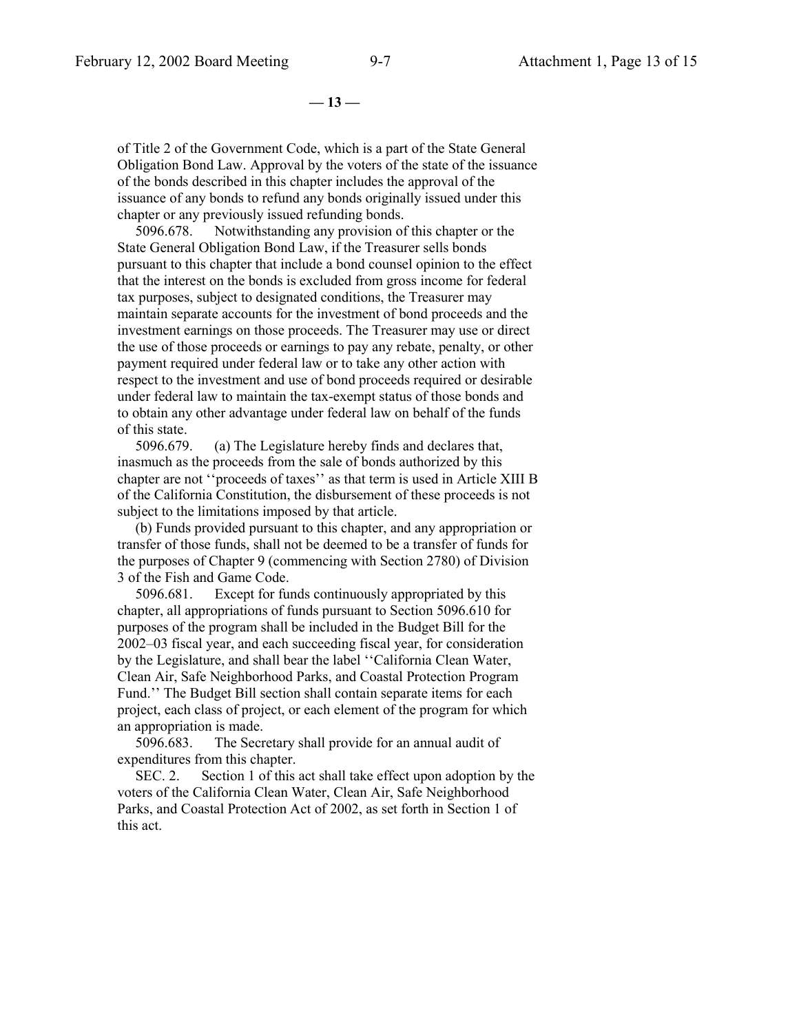of Title 2 of the Government Code, which is a part of the State General Obligation Bond Law. Approval by the voters of the state of the issuance of the bonds described in this chapter includes the approval of the issuance of any bonds to refund any bonds originally issued under this chapter or any previously issued refunding bonds.

5096.678. Notwithstanding any provision of this chapter or the State General Obligation Bond Law, if the Treasurer sells bonds pursuant to this chapter that include a bond counsel opinion to the effect that the interest on the bonds is excluded from gross income for federal tax purposes, subject to designated conditions, the Treasurer may maintain separate accounts for the investment of bond proceeds and the investment earnings on those proceeds. The Treasurer may use or direct the use of those proceeds or earnings to pay any rebate, penalty, or other payment required under federal law or to take any other action with respect to the investment and use of bond proceeds required or desirable under federal law to maintain the tax-exempt status of those bonds and to obtain any other advantage under federal law on behalf of the funds of this state.

5096.679. (a) The Legislature hereby finds and declares that, inasmuch as the proceeds from the sale of bonds authorized by this chapter are not ''proceeds of taxes'' as that term is used in Article XIII B of the California Constitution, the disbursement of these proceeds is not subject to the limitations imposed by that article.

(b) Funds provided pursuant to this chapter, and any appropriation or transfer of those funds, shall not be deemed to be a transfer of funds for the purposes of Chapter 9 (commencing with Section 2780) of Division 3 of the Fish and Game Code.

5096.681. Except for funds continuously appropriated by this chapter, all appropriations of funds pursuant to Section 5096.610 for purposes of the program shall be included in the Budget Bill for the 2002–03 fiscal year, and each succeeding fiscal year, for consideration by the Legislature, and shall bear the label ''California Clean Water, Clean Air, Safe Neighborhood Parks, and Coastal Protection Program Fund.'' The Budget Bill section shall contain separate items for each project, each class of project, or each element of the program for which an appropriation is made.

5096.683. The Secretary shall provide for an annual audit of expenditures from this chapter.

SEC. 2. Section 1 of this act shall take effect upon adoption by the voters of the California Clean Water, Clean Air, Safe Neighborhood Parks, and Coastal Protection Act of 2002, as set forth in Section 1 of this act.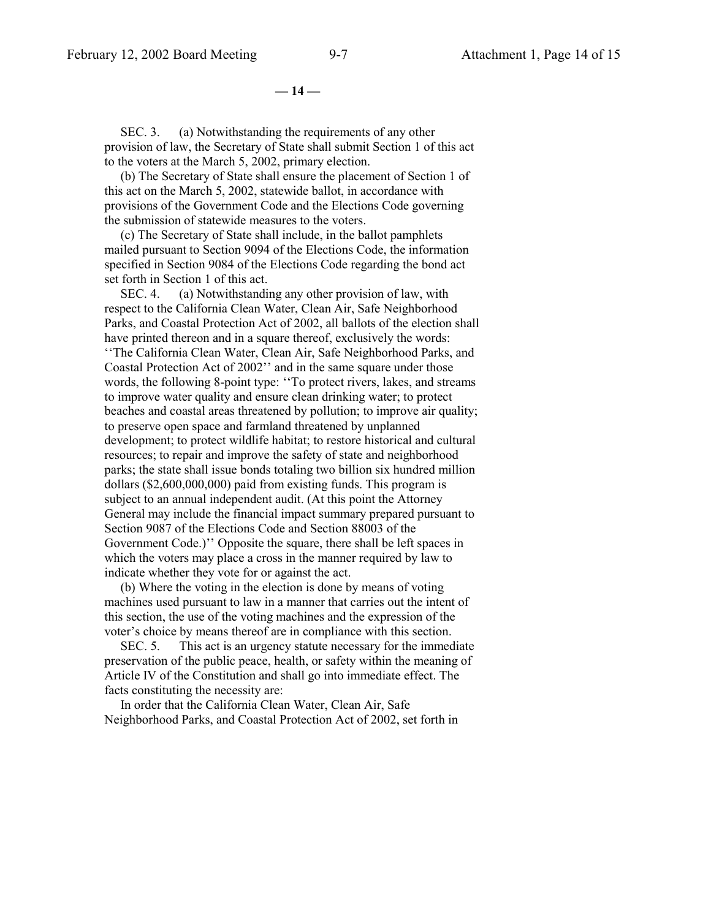SEC. 3. (a) Notwithstanding the requirements of any other provision of law, the Secretary of State shall submit Section 1 of this act to the voters at the March 5, 2002, primary election.

(b) The Secretary of State shall ensure the placement of Section 1 of this act on the March 5, 2002, statewide ballot, in accordance with provisions of the Government Code and the Elections Code governing the submission of statewide measures to the voters.

(c) The Secretary of State shall include, in the ballot pamphlets mailed pursuant to Section 9094 of the Elections Code, the information specified in Section 9084 of the Elections Code regarding the bond act set forth in Section 1 of this act.

SEC. 4. (a) Notwithstanding any other provision of law, with respect to the California Clean Water, Clean Air, Safe Neighborhood Parks, and Coastal Protection Act of 2002, all ballots of the election shall have printed thereon and in a square thereof, exclusively the words: ''The California Clean Water, Clean Air, Safe Neighborhood Parks, and Coastal Protection Act of 2002'' and in the same square under those words, the following 8-point type: ''To protect rivers, lakes, and streams to improve water quality and ensure clean drinking water; to protect beaches and coastal areas threatened by pollution; to improve air quality; to preserve open space and farmland threatened by unplanned development; to protect wildlife habitat; to restore historical and cultural resources; to repair and improve the safety of state and neighborhood parks; the state shall issue bonds totaling two billion six hundred million dollars ($2,600,000,000) paid from existing funds. This program is subject to an annual independent audit. (At this point the Attorney General may include the financial impact summary prepared pursuant to Section 9087 of the Elections Code and Section 88003 of the Government Code.)'' Opposite the square, there shall be left spaces in which the voters may place a cross in the manner required by law to indicate whether they vote for or against the act.

(b) Where the voting in the election is done by means of voting machines used pursuant to law in a manner that carries out the intent of this section, the use of the voting machines and the expression of the voter's choice by means thereof are in compliance with this section.

SEC. 5. This act is an urgency statute necessary for the immediate preservation of the public peace, health, or safety within the meaning of Article IV of the Constitution and shall go into immediate effect. The facts constituting the necessity are:

In order that the California Clean Water, Clean Air, Safe Neighborhood Parks, and Coastal Protection Act of 2002, set forth in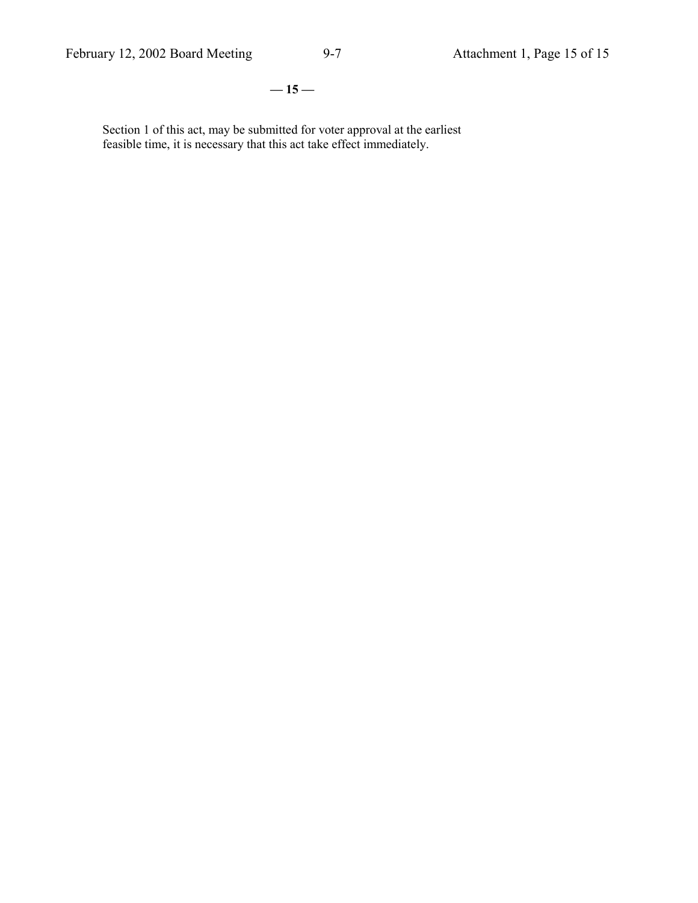Section 1 of this act, may be submitted for voter approval at the earliest feasible time, it is necessary that this act take effect immediately.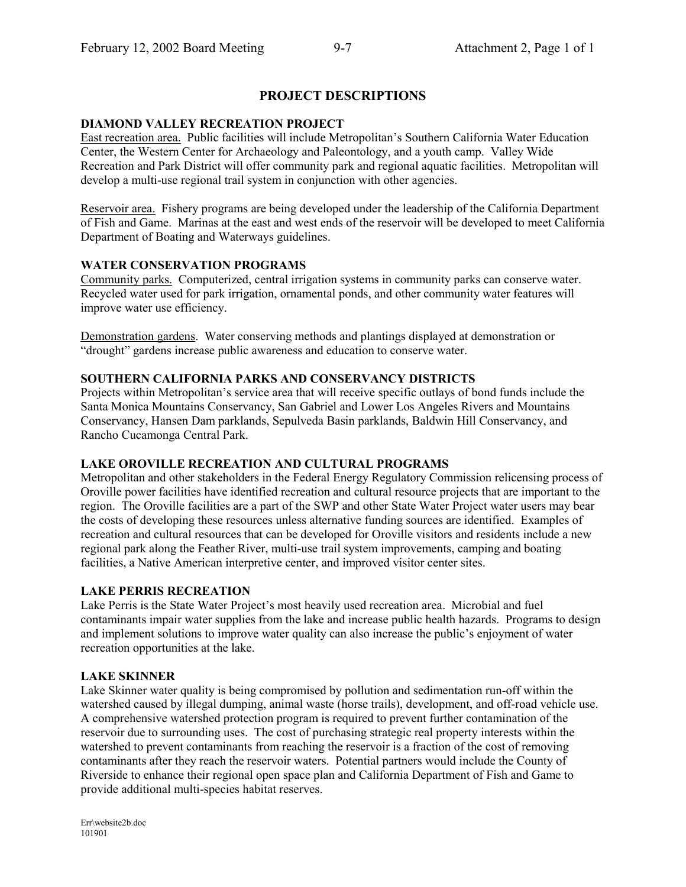## PROJECT DESCRIPTIONS

### DIAMOND VALLEY RECREATION PROJECT

East recreation area. Public facilities will include Metropolitan's Southern California Water Education Center, the Western Center for Archaeology and Paleontology, and a youth camp. Valley Wide Recreation and Park District will offer community park and regional aquatic facilities. Metropolitan will develop a multi-use regional trail system in conjunction with other agencies.

Reservoir area. Fishery programs are being developed under the leadership of the California Department of Fish and Game. Marinas at the east and west ends of the reservoir will be developed to meet California Department of Boating and Waterways guidelines.

### WATER CONSERVATION PROGRAMS

Community parks. Computerized, central irrigation systems in community parks can conserve water. Recycled water used for park irrigation, ornamental ponds, and other community water features will improve water use efficiency.

Demonstration gardens. Water conserving methods and plantings displayed at demonstration or "drought" gardens increase public awareness and education to conserve water.

### SOUTHERN CALIFORNIA PARKS AND CONSERVANCY DISTRICTS

Projects within Metropolitan's service area that will receive specific outlays of bond funds include the Santa Monica Mountains Conservancy, San Gabriel and Lower Los Angeles Rivers and Mountains Conservancy, Hansen Dam parklands, Sepulveda Basin parklands, Baldwin Hill Conservancy, and Rancho Cucamonga Central Park.

### LAKE OROVILLE RECREATION AND CULTURAL PROGRAMS

Metropolitan and other stakeholders in the Federal Energy Regulatory Commission relicensing process of Oroville power facilities have identified recreation and cultural resource projects that are important to the region. The Oroville facilities are a part of the SWP and other State Water Project water users may bear the costs of developing these resources unless alternative funding sources are identified. Examples of recreation and cultural resources that can be developed for Oroville visitors and residents include a new regional park along the Feather River, multi-use trail system improvements, camping and boating facilities, a Native American interpretive center, and improved visitor center sites.

### LAKE PERRIS RECREATION

Lake Perris is the State Water Project's most heavily used recreation area. Microbial and fuel contaminants impair water supplies from the lake and increase public health hazards. Programs to design and implement solutions to improve water quality can also increase the public's enjoyment of water recreation opportunities at the lake.

### LAKE SKINNER

Lake Skinner water quality is being compromised by pollution and sedimentation run-off within the watershed caused by illegal dumping, animal waste (horse trails), development, and off-road vehicle use. A comprehensive watershed protection program is required to prevent further contamination of the reservoir due to surrounding uses. The cost of purchasing strategic real property interests within the watershed to prevent contaminants from reaching the reservoir is a fraction of the cost of removing contaminants after they reach the reservoir waters. Potential partners would include the County of Riverside to enhance their regional open space plan and California Department of Fish and Game to provide additional multi-species habitat reserves.

Err\website2b.doc
101901